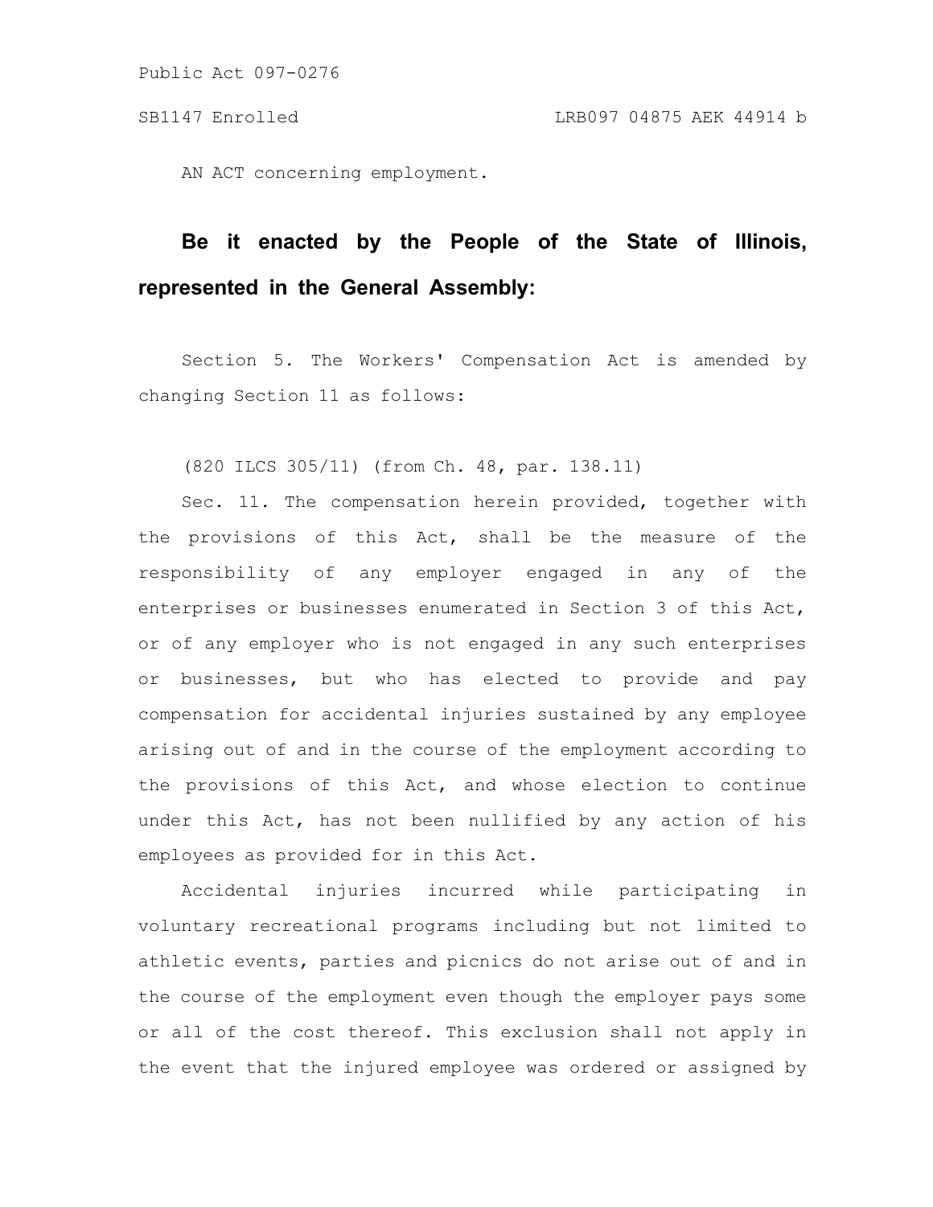Public Act 097-0276

SB1147 Enrolled LRB097 04875 AEK 44914 b

AN ACT concerning employment.

**Be it enacted by the People of the State of Illinois, represented in the General Assembly:**

Section 5. The Workers' Compensation Act is amended by changing Section 11 as follows:

(820 ILCS 305/11) (from Ch. 48, par. 138.11)

Sec. 11. The compensation herein provided, together with the provisions of this Act, shall be the measure of the responsibility of any employer engaged in any of the enterprises or businesses enumerated in Section 3 of this Act, or of any employer who is not engaged in any such enterprises or businesses, but who has elected to provide and pay compensation for accidental injuries sustained by any employee arising out of and in the course of the employment according to the provisions of this Act, and whose election to continue under this Act, has not been nullified by any action of his employees as provided for in this Act.

Accidental injuries incurred while participating in voluntary recreational programs including but not limited to athletic events, parties and picnics do not arise out of and in the course of the employment even though the employer pays some or all of the cost thereof. This exclusion shall not apply in the event that the injured employee was ordered or assigned by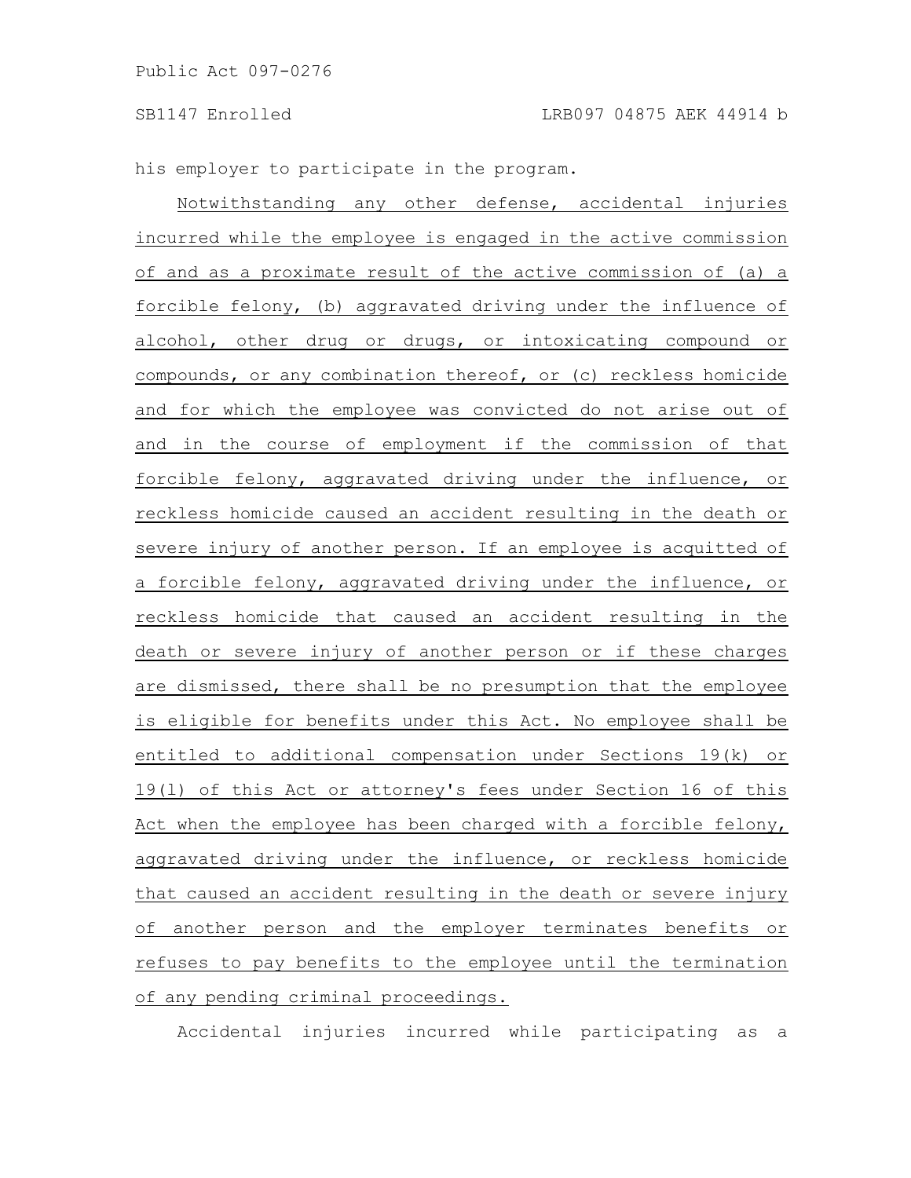his employer to participate in the program.

Notwithstanding any other defense, accidental injuries incurred while the employee is engaged in the active commission of and as a proximate result of the active commission of (a) a forcible felony, (b) aggravated driving under the influence of alcohol, other drug or drugs, or intoxicating compound or compounds, or any combination thereof, or (c) reckless homicide and for which the employee was convicted do not arise out of and in the course of employment if the commission of that forcible felony, aggravated driving under the influence, or reckless homicide caused an accident resulting in the death or severe injury of another person. If an employee is acquitted of a forcible felony, aggravated driving under the influence, or reckless homicide that caused an accident resulting in the death or severe injury of another person or if these charges are dismissed, there shall be no presumption that the employee is eligible for benefits under this Act. No employee shall be entitled to additional compensation under Sections 19(k) or 19(l) of this Act or attorney's fees under Section 16 of this Act when the employee has been charged with a forcible felony, aggravated driving under the influence, or reckless homicide that caused an accident resulting in the death or severe injury of another person and the employer terminates benefits or refuses to pay benefits to the employee until the termination of any pending criminal proceedings.

Accidental injuries incurred while participating as a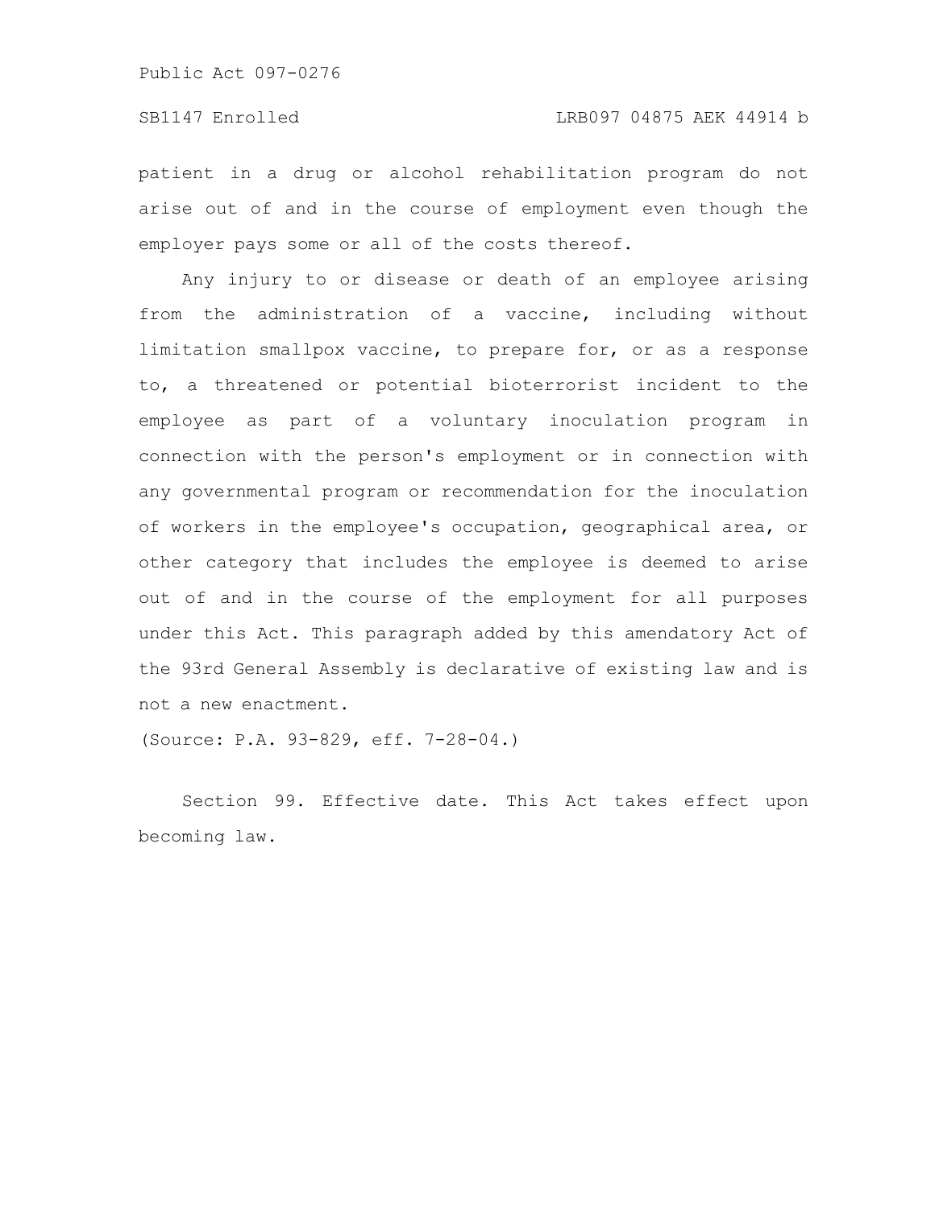patient in a drug or alcohol rehabilitation program do not arise out of and in the course of employment even though the employer pays some or all of the costs thereof.

Any injury to or disease or death of an employee arising from the administration of a vaccine, including without limitation smallpox vaccine, to prepare for, or as a response to, a threatened or potential bioterrorist incident to the employee as part of a voluntary inoculation program in connection with the person's employment or in connection with any governmental program or recommendation for the inoculation of workers in the employee's occupation, geographical area, or other category that includes the employee is deemed to arise out of and in the course of the employment for all purposes under this Act. This paragraph added by this amendatory Act of the 93rd General Assembly is declarative of existing law and is not a new enactment.

(Source: P.A. 93-829, eff. 7-28-04.)

Section 99. Effective date. This Act takes effect upon becoming law.